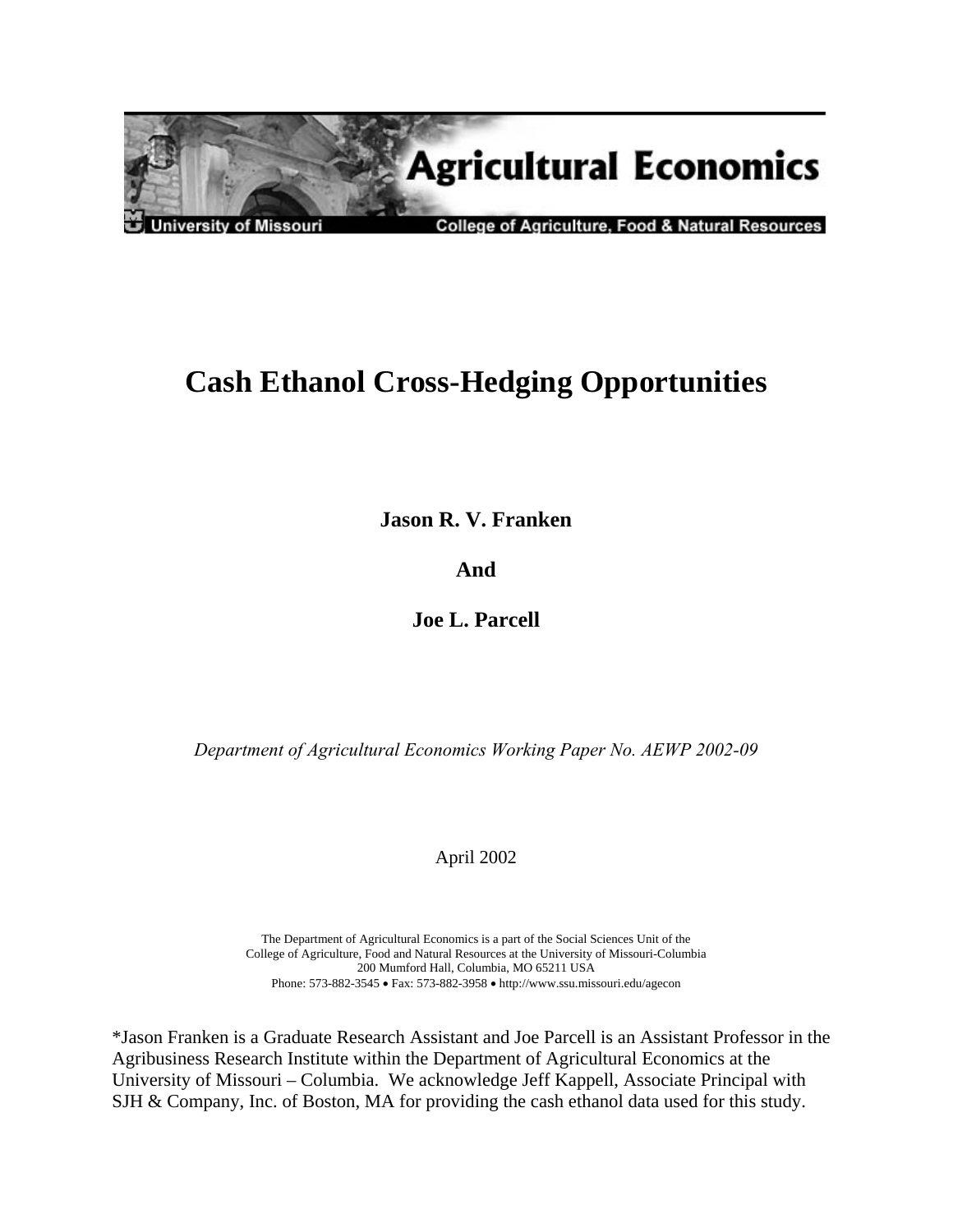**Agricultural Economics**

University of Missouri — College of Agriculture, Food & Natural Resources

# Cash Ethanol Cross-Hedging Opportunities

**Jason R. V. Franken**

**And**

**Joe L. Parcell**

*Department of Agricultural Economics Working Paper No. AEWP 2002-09*

April 2002

The Department of Agricultural Economics is a part of the Social Sciences Unit of the College of Agriculture, Food and Natural Resources at the University of Missouri-Columbia
200 Mumford Hall, Columbia, MO 65211 USA
Phone: 573-882-3545 • Fax: 573-882-3958 • http://www.ssu.missouri.edu/agecon

*Jason Franken is a Graduate Research Assistant and Joe Parcell is an Assistant Professor in the Agribusiness Research Institute within the Department of Agricultural Economics at the University of Missouri – Columbia. We acknowledge Jeff Kappell, Associate Principal with SJH & Company, Inc. of Boston, MA for providing the cash ethanol data used for this study.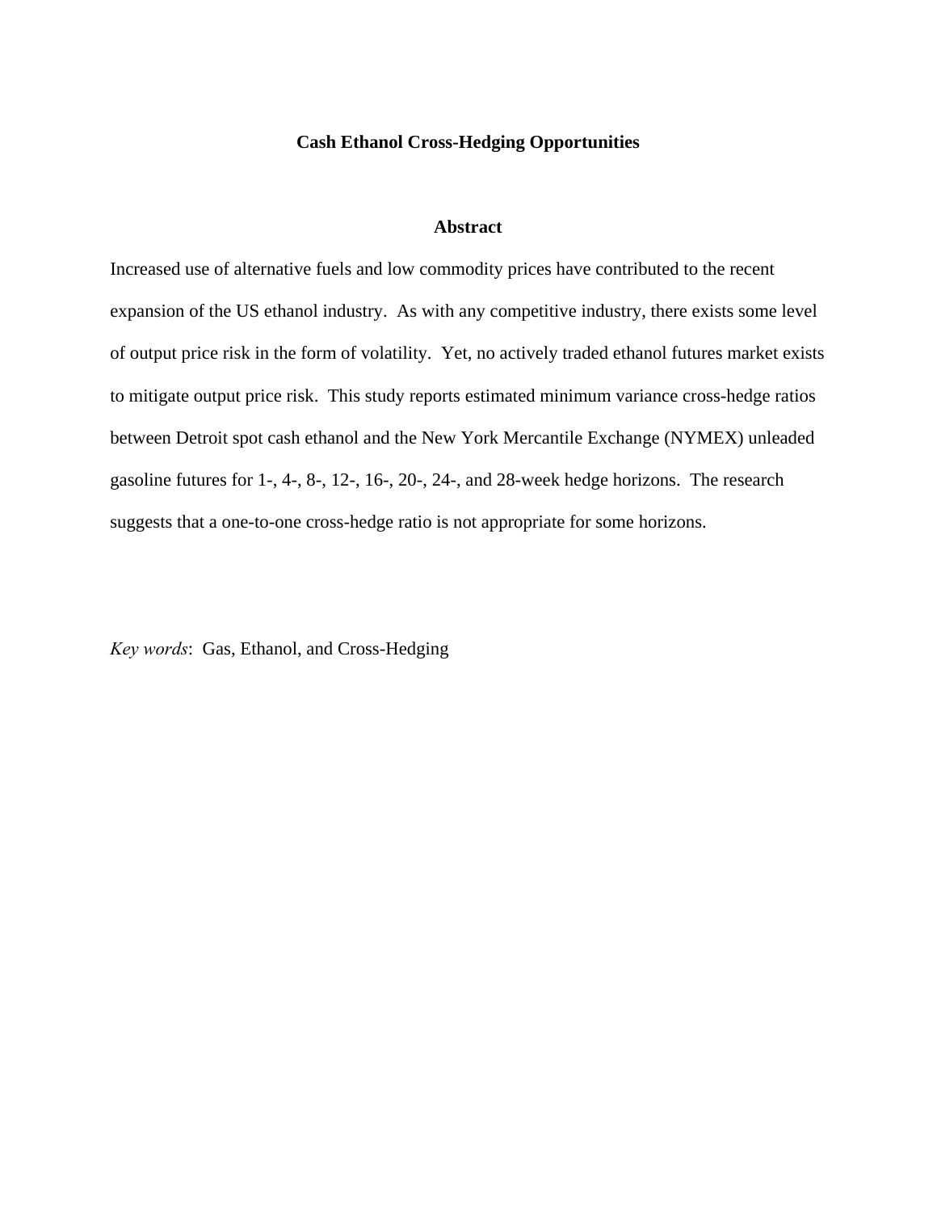# Cash Ethanol Cross-Hedging Opportunities

## Abstract

Increased use of alternative fuels and low commodity prices have contributed to the recent expansion of the US ethanol industry. As with any competitive industry, there exists some level of output price risk in the form of volatility. Yet, no actively traded ethanol futures market exists to mitigate output price risk. This study reports estimated minimum variance cross-hedge ratios between Detroit spot cash ethanol and the New York Mercantile Exchange (NYMEX) unleaded gasoline futures for 1-, 4-, 8-, 12-, 16-, 20-, 24-, and 28-week hedge horizons. The research suggests that a one-to-one cross-hedge ratio is not appropriate for some horizons.

*Key words*: Gas, Ethanol, and Cross-Hedging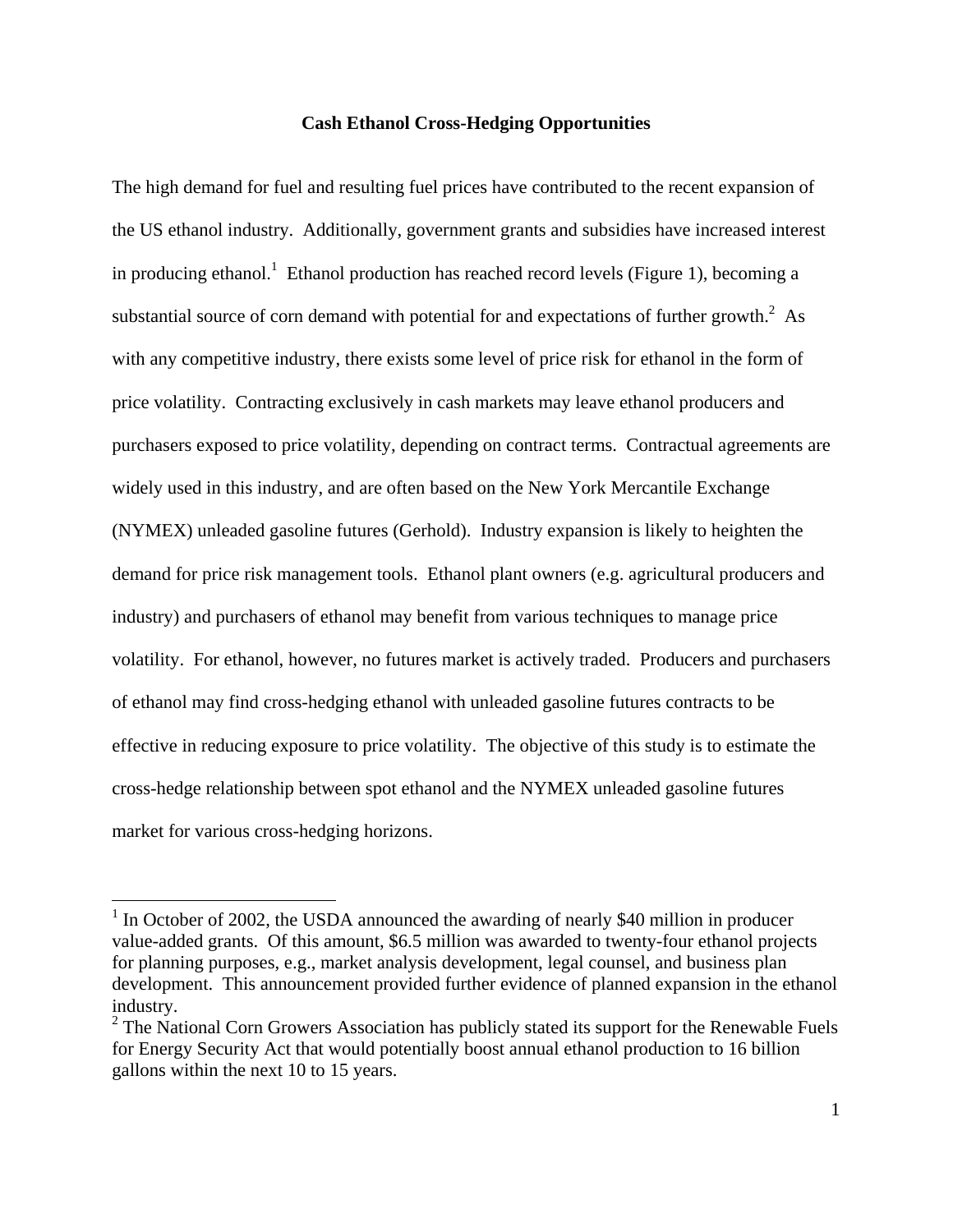## Cash Ethanol Cross-Hedging Opportunities

The high demand for fuel and resulting fuel prices have contributed to the recent expansion of the US ethanol industry. Additionally, government grants and subsidies have increased interest in producing ethanol.[1] Ethanol production has reached record levels (Figure 1), becoming a substantial source of corn demand with potential for and expectations of further growth.[2] As with any competitive industry, there exists some level of price risk for ethanol in the form of price volatility. Contracting exclusively in cash markets may leave ethanol producers and purchasers exposed to price volatility, depending on contract terms. Contractual agreements are widely used in this industry, and are often based on the New York Mercantile Exchange (NYMEX) unleaded gasoline futures (Gerhold). Industry expansion is likely to heighten the demand for price risk management tools. Ethanol plant owners (e.g. agricultural producers and industry) and purchasers of ethanol may benefit from various techniques to manage price volatility. For ethanol, however, no futures market is actively traded. Producers and purchasers of ethanol may find cross-hedging ethanol with unleaded gasoline futures contracts to be effective in reducing exposure to price volatility. The objective of this study is to estimate the cross-hedge relationship between spot ethanol and the NYMEX unleaded gasoline futures market for various cross-hedging horizons.

[1] In October of 2002, the USDA announced the awarding of nearly $40 million in producer value-added grants. Of this amount, $6.5 million was awarded to twenty-four ethanol projects for planning purposes, e.g., market analysis development, legal counsel, and business plan development. This announcement provided further evidence of planned expansion in the ethanol industry.

[2] The National Corn Growers Association has publicly stated its support for the Renewable Fuels for Energy Security Act that would potentially boost annual ethanol production to 16 billion gallons within the next 10 to 15 years.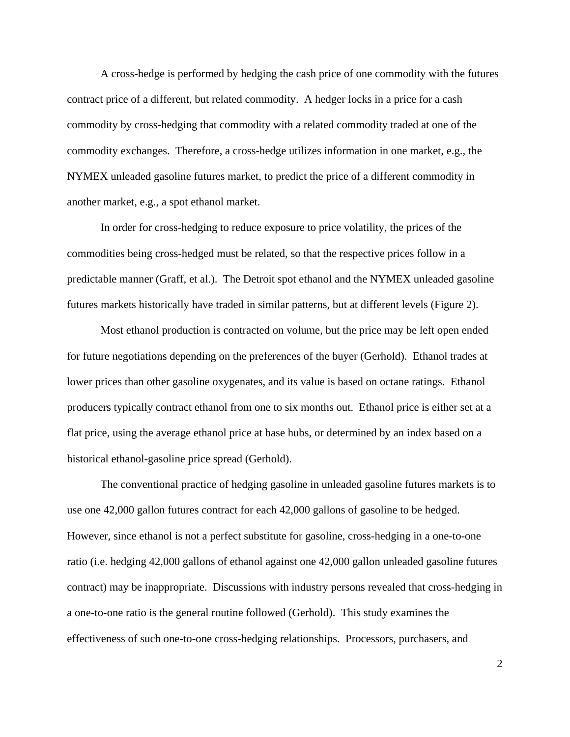A cross-hedge is performed by hedging the cash price of one commodity with the futures contract price of a different, but related commodity. A hedger locks in a price for a cash commodity by cross-hedging that commodity with a related commodity traded at one of the commodity exchanges. Therefore, a cross-hedge utilizes information in one market, e.g., the NYMEX unleaded gasoline futures market, to predict the price of a different commodity in another market, e.g., a spot ethanol market.

In order for cross-hedging to reduce exposure to price volatility, the prices of the commodities being cross-hedged must be related, so that the respective prices follow in a predictable manner (Graff, et al.). The Detroit spot ethanol and the NYMEX unleaded gasoline futures markets historically have traded in similar patterns, but at different levels (Figure 2).

Most ethanol production is contracted on volume, but the price may be left open ended for future negotiations depending on the preferences of the buyer (Gerhold). Ethanol trades at lower prices than other gasoline oxygenates, and its value is based on octane ratings. Ethanol producers typically contract ethanol from one to six months out. Ethanol price is either set at a flat price, using the average ethanol price at base hubs, or determined by an index based on a historical ethanol-gasoline price spread (Gerhold).

The conventional practice of hedging gasoline in unleaded gasoline futures markets is to use one 42,000 gallon futures contract for each 42,000 gallons of gasoline to be hedged. However, since ethanol is not a perfect substitute for gasoline, cross-hedging in a one-to-one ratio (i.e. hedging 42,000 gallons of ethanol against one 42,000 gallon unleaded gasoline futures contract) may be inappropriate. Discussions with industry persons revealed that cross-hedging in a one-to-one ratio is the general routine followed (Gerhold). This study examines the effectiveness of such one-to-one cross-hedging relationships. Processors, purchasers, and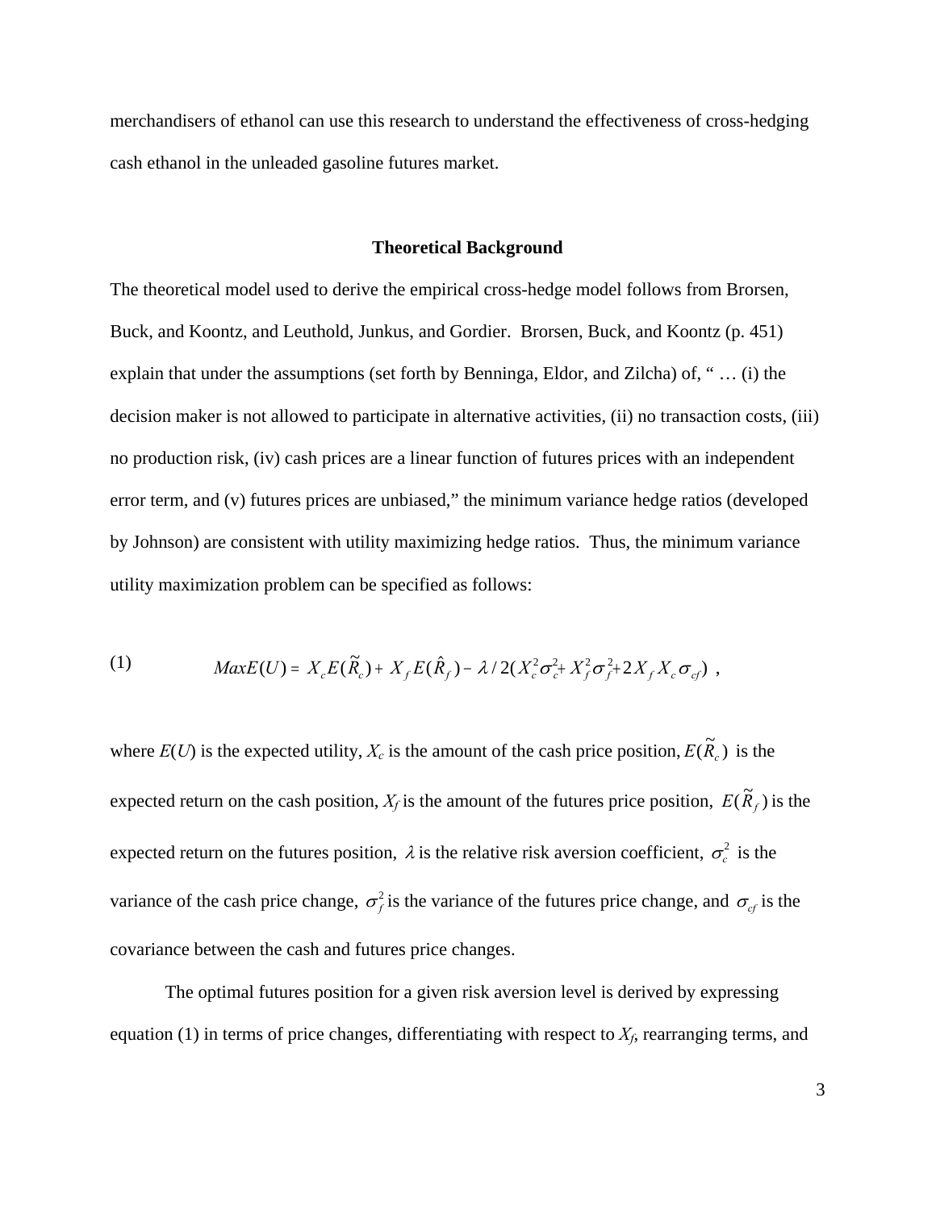merchandisers of ethanol can use this research to understand the effectiveness of cross-hedging cash ethanol in the unleaded gasoline futures market.

## Theoretical Background

The theoretical model used to derive the empirical cross-hedge model follows from Brorsen, Buck, and Koontz, and Leuthold, Junkus, and Gordier. Brorsen, Buck, and Koontz (p. 451) explain that under the assumptions (set forth by Benninga, Eldor, and Zilcha) of, " … (i) the decision maker is not allowed to participate in alternative activities, (ii) no transaction costs, (iii) no production risk, (iv) cash prices are a linear function of futures prices with an independent error term, and (v) futures prices are unbiased," the minimum variance hedge ratios (developed by Johnson) are consistent with utility maximizing hedge ratios. Thus, the minimum variance utility maximization problem can be specified as follows:

$$MaxE(U) = X_c E(\tilde{R}_c) + X_f E(\hat{R}_f) - \lambda / 2(X_c^2 \sigma_c^2 + X_f^2 \sigma_f^2 + 2 X_f X_c \sigma_{cf}) \quad (1)$$

where $E(U)$ is the expected utility, $X_c$ is the amount of the cash price position, $E(\tilde{R}_c)$ is the expected return on the cash position, $X_f$ is the amount of the futures price position, $E(\tilde{R}_f)$ is the expected return on the futures position, $\lambda$ is the relative risk aversion coefficient, $\sigma_c^2$ is the variance of the cash price change, $\sigma_f^2$ is the variance of the futures price change, and $\sigma_{cf}$ is the covariance between the cash and futures price changes.

The optimal futures position for a given risk aversion level is derived by expressing equation (1) in terms of price changes, differentiating with respect to $X_f$, rearranging terms, and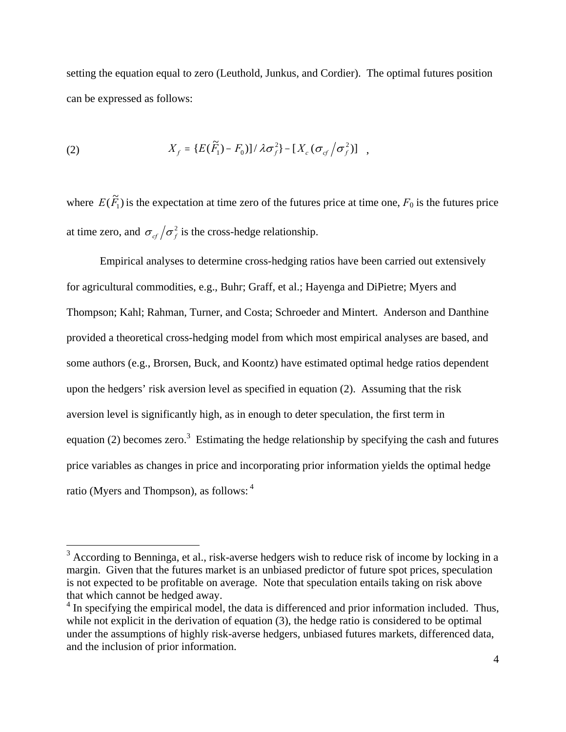setting the equation equal to zero (Leuthold, Junkus, and Cordier). The optimal futures position can be expressed as follows:

$$X_f = \{E(\tilde{F}_1) - F_0)] / \lambda\sigma_f^2\} - [X_c(\sigma_{cf} / \sigma_f^2)] \quad , \tag{2}$$

where $E(\tilde{F}_1)$ is the expectation at time zero of the futures price at time one, $F_0$ is the futures price at time zero, and $\sigma_{cf} / \sigma_f^2$ is the cross-hedge relationship.

Empirical analyses to determine cross-hedging ratios have been carried out extensively for agricultural commodities, e.g., Buhr; Graff, et al.; Hayenga and DiPietre; Myers and Thompson; Kahl; Rahman, Turner, and Costa; Schroeder and Mintert. Anderson and Danthine provided a theoretical cross-hedging model from which most empirical analyses are based, and some authors (e.g., Brorsen, Buck, and Koontz) have estimated optimal hedge ratios dependent upon the hedgers' risk aversion level as specified in equation (2). Assuming that the risk aversion level is significantly high, as in enough to deter speculation, the first term in equation (2) becomes zero.[3] Estimating the hedge relationship by specifying the cash and futures price variables as changes in price and incorporating prior information yields the optimal hedge ratio (Myers and Thompson), as follows:[4]

---

[3] According to Benninga, et al., risk-averse hedgers wish to reduce risk of income by locking in a margin. Given that the futures market is an unbiased predictor of future spot prices, speculation is not expected to be profitable on average. Note that speculation entails taking on risk above that which cannot be hedged away.

[4] In specifying the empirical model, the data is differenced and prior information included. Thus, while not explicit in the derivation of equation (3), the hedge ratio is considered to be optimal under the assumptions of highly risk-averse hedgers, unbiased futures markets, differenced data, and the inclusion of prior information.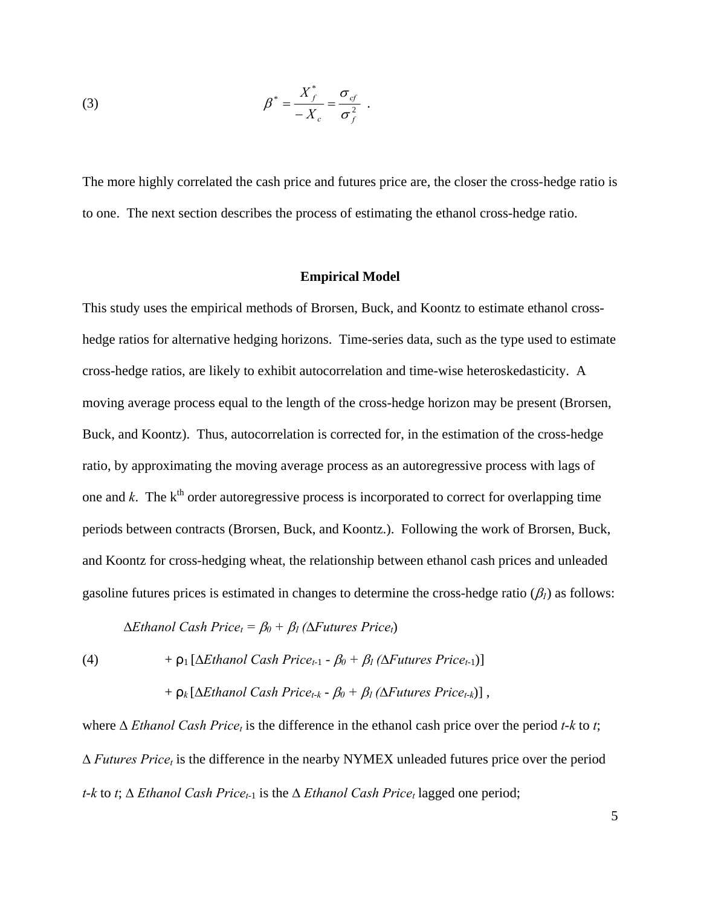$$\beta^* = \frac{X_f^*}{-X_c} = \frac{\sigma_{cf}}{\sigma_f^2} \quad . \tag{3}$$

The more highly correlated the cash price and futures price are, the closer the cross-hedge ratio is to one. The next section describes the process of estimating the ethanol cross-hedge ratio.

## Empirical Model

This study uses the empirical methods of Brorsen, Buck, and Koontz to estimate ethanol cross-hedge ratios for alternative hedging horizons. Time-series data, such as the type used to estimate cross-hedge ratios, are likely to exhibit autocorrelation and time-wise heteroskedasticity. A moving average process equal to the length of the cross-hedge horizon may be present (Brorsen, Buck, and Koontz). Thus, autocorrelation is corrected for, in the estimation of the cross-hedge ratio, by approximating the moving average process as an autoregressive process with lags of one and $k$. The $k^{th}$ order autoregressive process is incorporated to correct for overlapping time periods between contracts (Brorsen, Buck, and Koontz.). Following the work of Brorsen, Buck, and Koontz for cross-hedging wheat, the relationship between ethanol cash prices and unleaded gasoline futures prices is estimated in changes to determine the cross-hedge ratio ($\beta_1$) as follows:

$$\begin{aligned} \Delta \mathit{Ethanol\ Cash\ Price}_t &= \beta_0 + \beta_1 (\Delta \mathit{Futures\ Price}_t) \\ &+ \rho_1 [\Delta \mathit{Ethanol\ Cash\ Price}_{t-1} - \beta_0 + \beta_1 (\Delta \mathit{Futures\ Price}_{t-1})] \\ &+ \rho_k [\Delta \mathit{Ethanol\ Cash\ Price}_{t-k} - \beta_0 + \beta_1 (\Delta \mathit{Futures\ Price}_{t-k})] \ , \end{aligned} \tag{4}$$

where $\Delta$ *Ethanol Cash Price*$_t$ is the difference in the ethanol cash price over the period $t$-$k$ to $t$; $\Delta$ *Futures Price*$_t$ is the difference in the nearby NYMEX unleaded futures price over the period $t$-$k$ to $t$; $\Delta$ *Ethanol Cash Price*$_{t-1}$ is the $\Delta$ *Ethanol Cash Price*$_t$ lagged one period;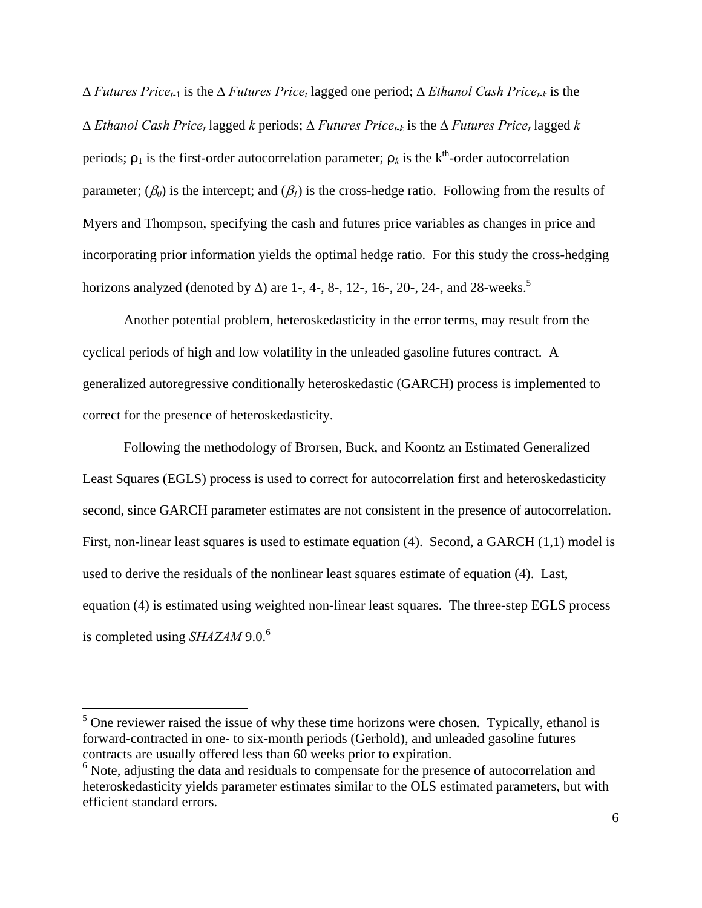$\Delta$ *Futures Price*$_{t\text{-}1}$ is the $\Delta$ *Futures Price*$_t$ lagged one period; $\Delta$ *Ethanol Cash Price*$_{t\text{-}k}$ is the $\Delta$ *Ethanol Cash Price*$_t$ lagged $k$ periods; $\Delta$ *Futures Price*$_{t\text{-}k}$ is the $\Delta$ *Futures Price*$_t$ lagged $k$ periods; $\rho_1$ is the first-order autocorrelation parameter; $\rho_k$ is the $k^{th}$-order autocorrelation parameter; ($\beta_0$) is the intercept; and ($\beta_1$) is the cross-hedge ratio. Following from the results of Myers and Thompson, specifying the cash and futures price variables as changes in price and incorporating prior information yields the optimal hedge ratio. For this study the cross-hedging horizons analyzed (denoted by $\Delta$) are 1-, 4-, 8-, 12-, 16-, 20-, 24-, and 28-weeks.[5]

Another potential problem, heteroskedasticity in the error terms, may result from the cyclical periods of high and low volatility in the unleaded gasoline futures contract. A generalized autoregressive conditionally heteroskedastic (GARCH) process is implemented to correct for the presence of heteroskedasticity.

Following the methodology of Brorsen, Buck, and Koontz an Estimated Generalized Least Squares (EGLS) process is used to correct for autocorrelation first and heteroskedasticity second, since GARCH parameter estimates are not consistent in the presence of autocorrelation. First, non-linear least squares is used to estimate equation (4). Second, a GARCH (1,1) model is used to derive the residuals of the nonlinear least squares estimate of equation (4). Last, equation (4) is estimated using weighted non-linear least squares. The three-step EGLS process is completed using *SHAZAM* 9.0.[6]

---

[5] One reviewer raised the issue of why these time horizons were chosen. Typically, ethanol is forward-contracted in one- to six-month periods (Gerhold), and unleaded gasoline futures contracts are usually offered less than 60 weeks prior to expiration.

[6] Note, adjusting the data and residuals to compensate for the presence of autocorrelation and heteroskedasticity yields parameter estimates similar to the OLS estimated parameters, but with efficient standard errors.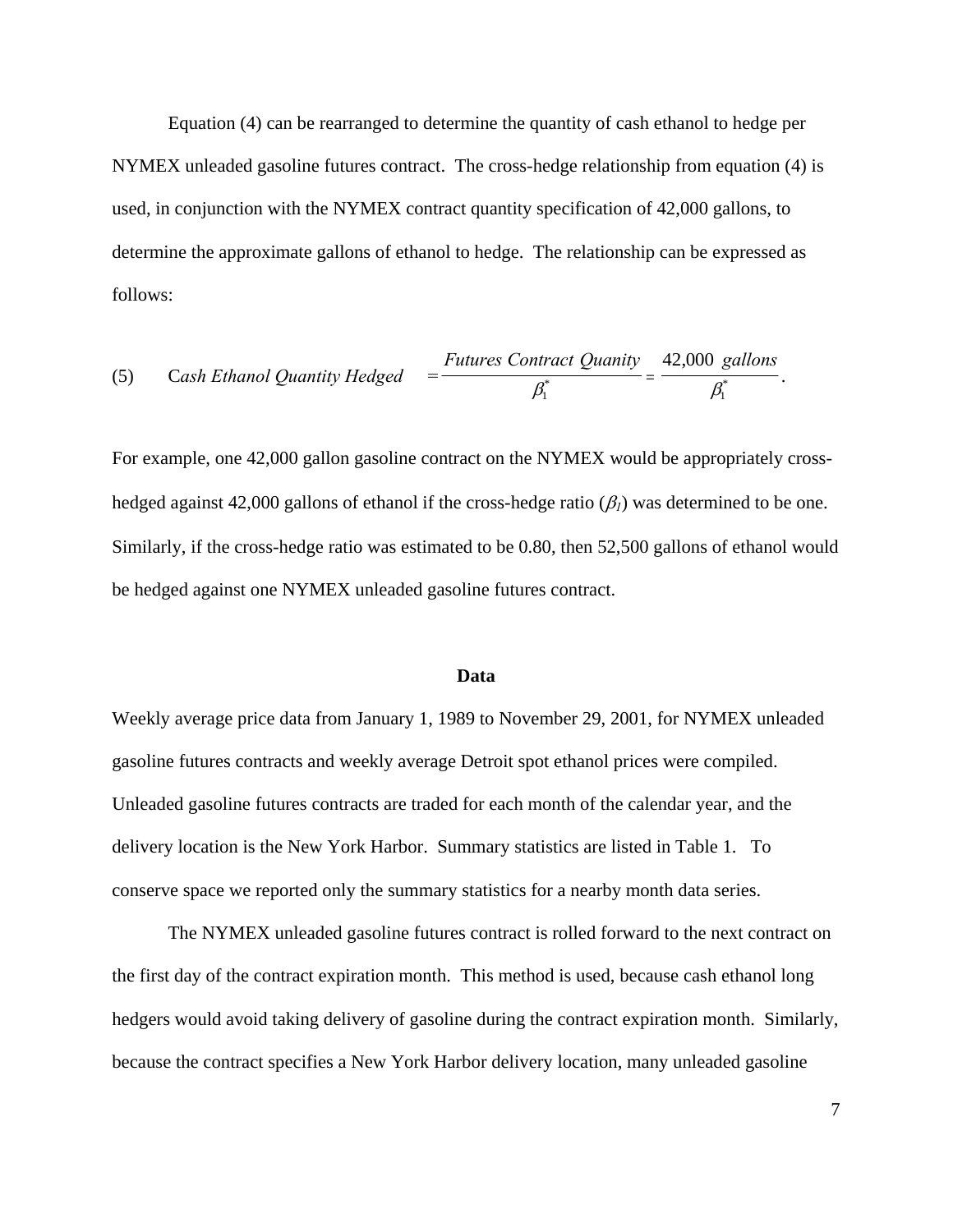Equation (4) can be rearranged to determine the quantity of cash ethanol to hedge per NYMEX unleaded gasoline futures contract. The cross-hedge relationship from equation (4) is used, in conjunction with the NYMEX contract quantity specification of 42,000 gallons, to determine the approximate gallons of ethanol to hedge. The relationship can be expressed as follows:

$$\text{(5)} \qquad \textit{Cash Ethanol Quantity Hedged} = \frac{\textit{Futures Contract Quanity}}{\beta_1^*} = \frac{42{,}000 \ \textit{gallons}}{\beta_1^*}.$$

For example, one 42,000 gallon gasoline contract on the NYMEX would be appropriately cross-hedged against 42,000 gallons of ethanol if the cross-hedge ratio ($\beta_1$) was determined to be one. Similarly, if the cross-hedge ratio was estimated to be 0.80, then 52,500 gallons of ethanol would be hedged against one NYMEX unleaded gasoline futures contract.

## Data

Weekly average price data from January 1, 1989 to November 29, 2001, for NYMEX unleaded gasoline futures contracts and weekly average Detroit spot ethanol prices were compiled. Unleaded gasoline futures contracts are traded for each month of the calendar year, and the delivery location is the New York Harbor. Summary statistics are listed in Table 1. To conserve space we reported only the summary statistics for a nearby month data series.

The NYMEX unleaded gasoline futures contract is rolled forward to the next contract on the first day of the contract expiration month. This method is used, because cash ethanol long hedgers would avoid taking delivery of gasoline during the contract expiration month. Similarly, because the contract specifies a New York Harbor delivery location, many unleaded gasoline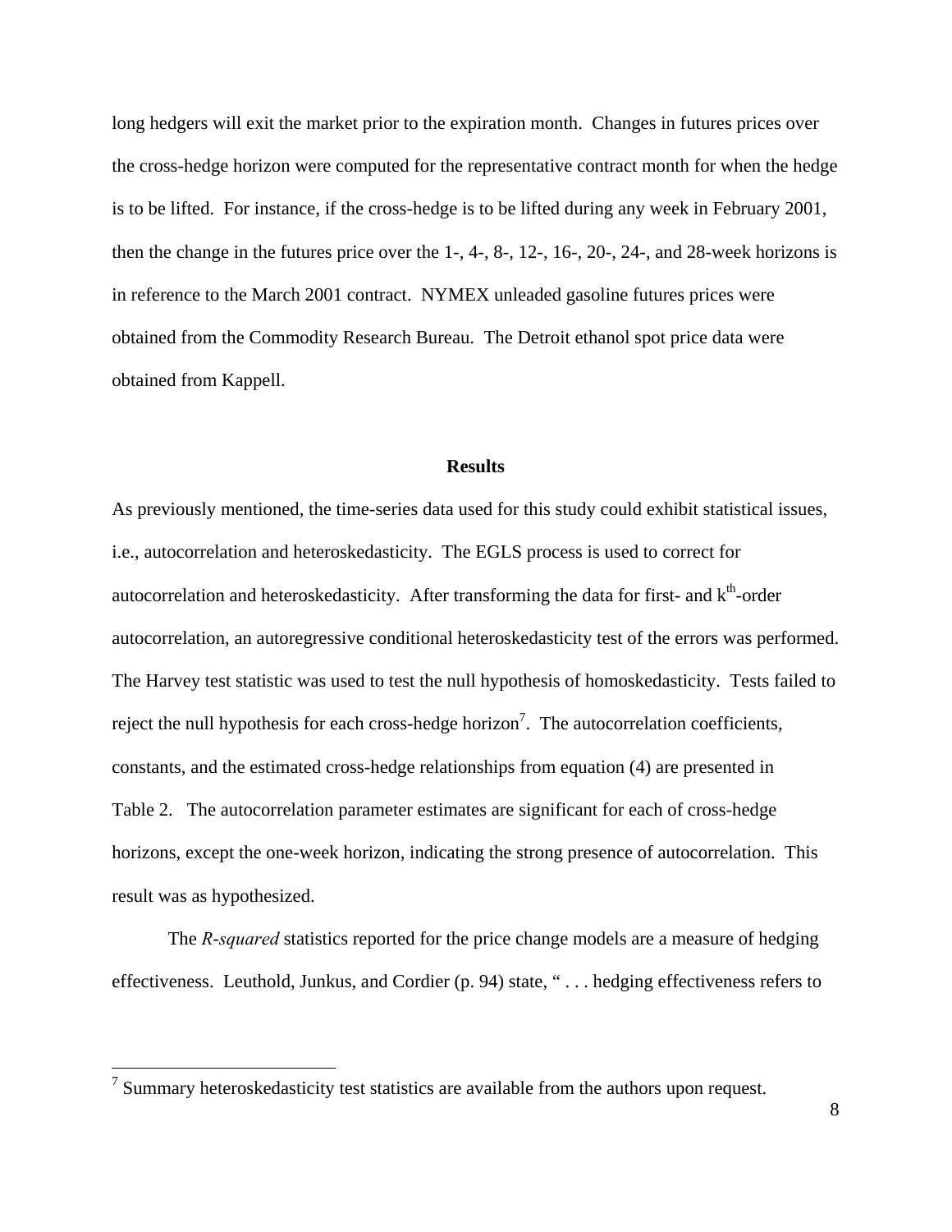long hedgers will exit the market prior to the expiration month. Changes in futures prices over the cross-hedge horizon were computed for the representative contract month for when the hedge is to be lifted. For instance, if the cross-hedge is to be lifted during any week in February 2001, then the change in the futures price over the 1-, 4-, 8-, 12-, 16-, 20-, 24-, and 28-week horizons is in reference to the March 2001 contract. NYMEX unleaded gasoline futures prices were obtained from the Commodity Research Bureau. The Detroit ethanol spot price data were obtained from Kappell.

## Results

As previously mentioned, the time-series data used for this study could exhibit statistical issues, i.e., autocorrelation and heteroskedasticity. The EGLS process is used to correct for autocorrelation and heteroskedasticity. After transforming the data for first- and $k^{th}$-order autocorrelation, an autoregressive conditional heteroskedasticity test of the errors was performed. The Harvey test statistic was used to test the null hypothesis of homoskedasticity. Tests failed to reject the null hypothesis for each cross-hedge horizon[7]. The autocorrelation coefficients, constants, and the estimated cross-hedge relationships from equation (4) are presented in Table 2. The autocorrelation parameter estimates are significant for each of cross-hedge horizons, except the one-week horizon, indicating the strong presence of autocorrelation. This result was as hypothesized.

The *R-squared* statistics reported for the price change models are a measure of hedging effectiveness. Leuthold, Junkus, and Cordier (p. 94) state, " . . . hedging effectiveness refers to

[7] Summary heteroskedasticity test statistics are available from the authors upon request.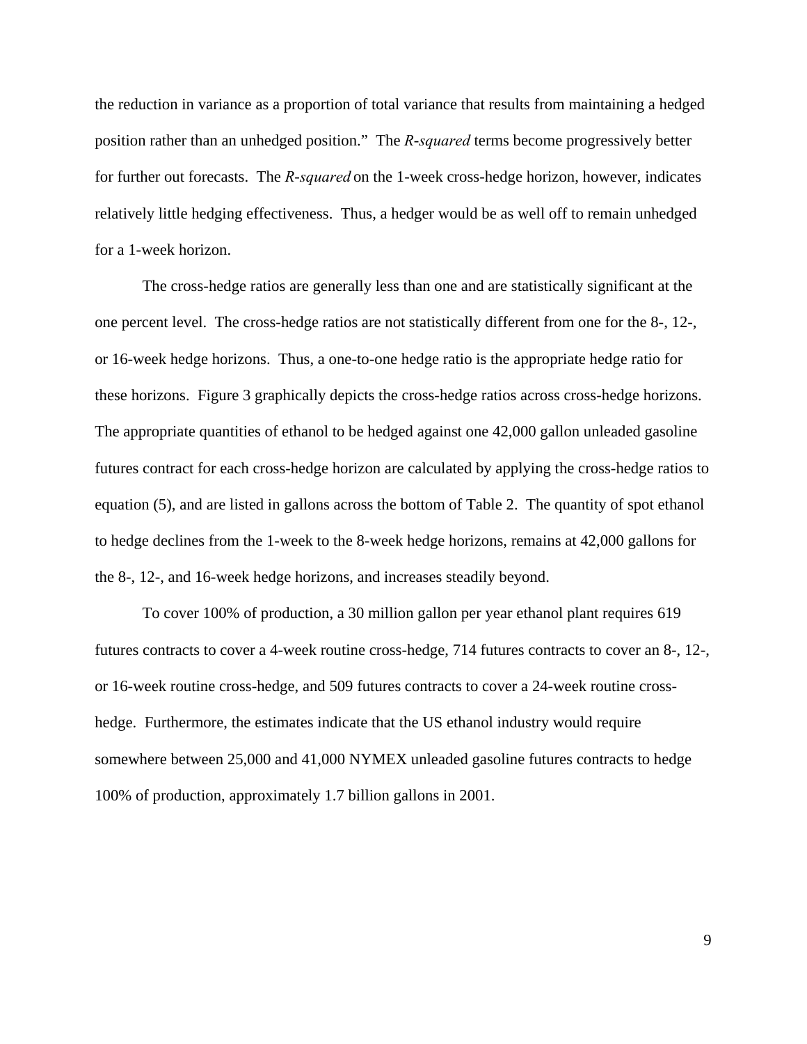the reduction in variance as a proportion of total variance that results from maintaining a hedged position rather than an unhedged position." The *R-squared* terms become progressively better for further out forecasts. The *R-squared* on the 1-week cross-hedge horizon, however, indicates relatively little hedging effectiveness. Thus, a hedger would be as well off to remain unhedged for a 1-week horizon.

The cross-hedge ratios are generally less than one and are statistically significant at the one percent level. The cross-hedge ratios are not statistically different from one for the 8-, 12-, or 16-week hedge horizons. Thus, a one-to-one hedge ratio is the appropriate hedge ratio for these horizons. Figure 3 graphically depicts the cross-hedge ratios across cross-hedge horizons. The appropriate quantities of ethanol to be hedged against one 42,000 gallon unleaded gasoline futures contract for each cross-hedge horizon are calculated by applying the cross-hedge ratios to equation (5), and are listed in gallons across the bottom of Table 2. The quantity of spot ethanol to hedge declines from the 1-week to the 8-week hedge horizons, remains at 42,000 gallons for the 8-, 12-, and 16-week hedge horizons, and increases steadily beyond.

To cover 100% of production, a 30 million gallon per year ethanol plant requires 619 futures contracts to cover a 4-week routine cross-hedge, 714 futures contracts to cover an 8-, 12-, or 16-week routine cross-hedge, and 509 futures contracts to cover a 24-week routine cross-hedge. Furthermore, the estimates indicate that the US ethanol industry would require somewhere between 25,000 and 41,000 NYMEX unleaded gasoline futures contracts to hedge 100% of production, approximately 1.7 billion gallons in 2001.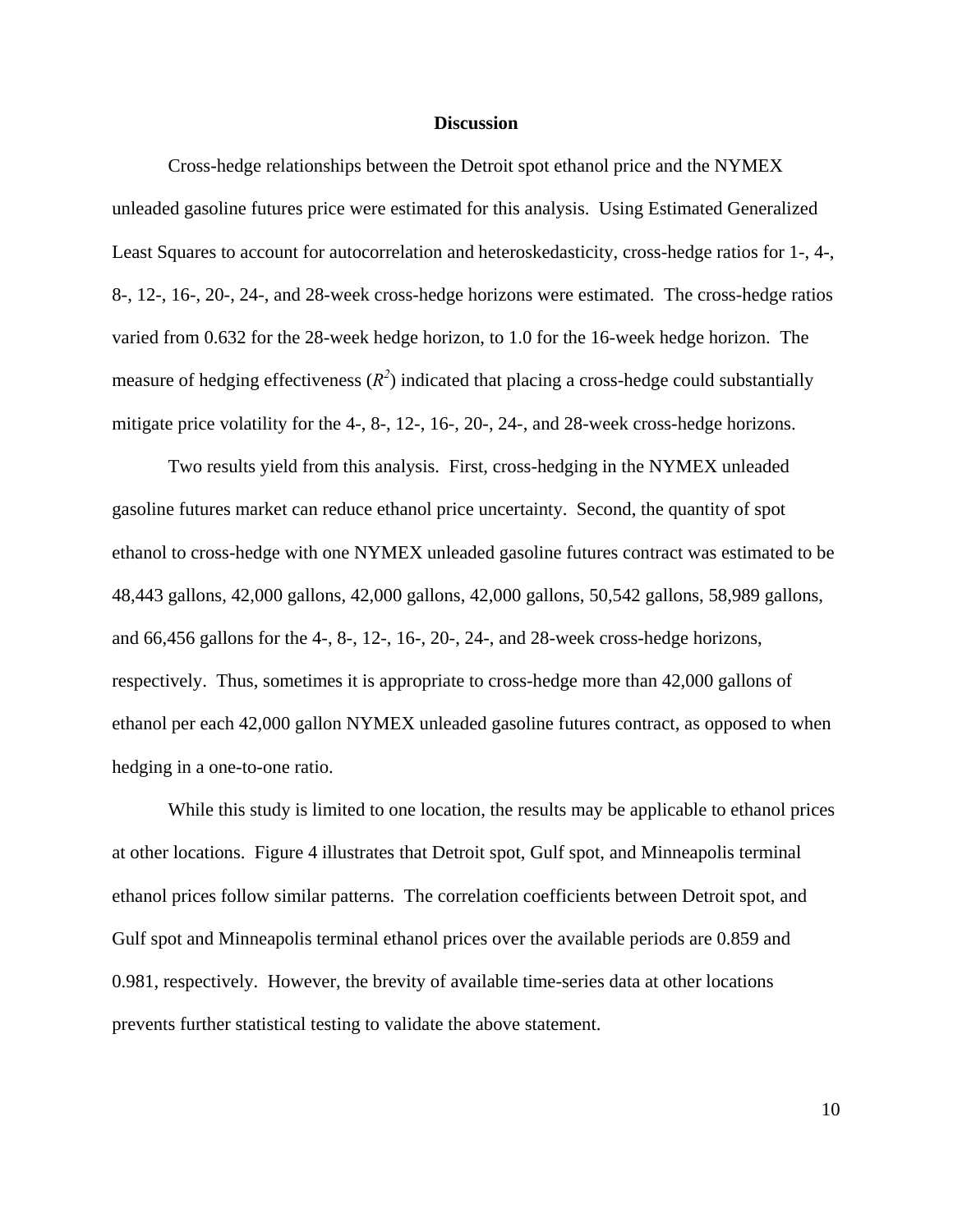## Discussion

Cross-hedge relationships between the Detroit spot ethanol price and the NYMEX unleaded gasoline futures price were estimated for this analysis. Using Estimated Generalized Least Squares to account for autocorrelation and heteroskedasticity, cross-hedge ratios for 1-, 4-, 8-, 12-, 16-, 20-, 24-, and 28-week cross-hedge horizons were estimated. The cross-hedge ratios varied from 0.632 for the 28-week hedge horizon, to 1.0 for the 16-week hedge horizon. The measure of hedging effectiveness ($R^2$) indicated that placing a cross-hedge could substantially mitigate price volatility for the 4-, 8-, 12-, 16-, 20-, 24-, and 28-week cross-hedge horizons.

Two results yield from this analysis. First, cross-hedging in the NYMEX unleaded gasoline futures market can reduce ethanol price uncertainty. Second, the quantity of spot ethanol to cross-hedge with one NYMEX unleaded gasoline futures contract was estimated to be 48,443 gallons, 42,000 gallons, 42,000 gallons, 42,000 gallons, 50,542 gallons, 58,989 gallons, and 66,456 gallons for the 4-, 8-, 12-, 16-, 20-, 24-, and 28-week cross-hedge horizons, respectively. Thus, sometimes it is appropriate to cross-hedge more than 42,000 gallons of ethanol per each 42,000 gallon NYMEX unleaded gasoline futures contract, as opposed to when hedging in a one-to-one ratio.

While this study is limited to one location, the results may be applicable to ethanol prices at other locations. Figure 4 illustrates that Detroit spot, Gulf spot, and Minneapolis terminal ethanol prices follow similar patterns. The correlation coefficients between Detroit spot, and Gulf spot and Minneapolis terminal ethanol prices over the available periods are 0.859 and 0.981, respectively. However, the brevity of available time-series data at other locations prevents further statistical testing to validate the above statement.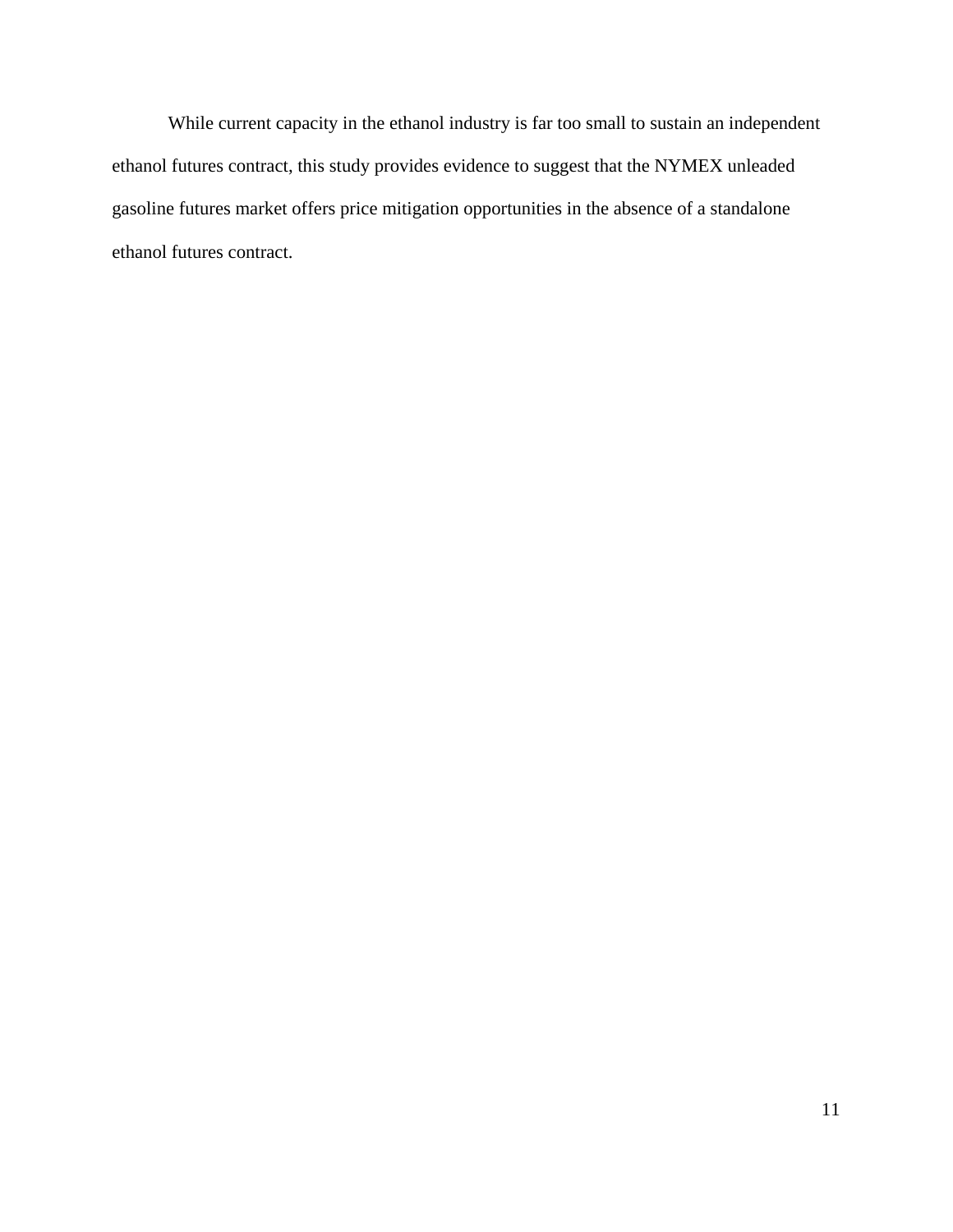While current capacity in the ethanol industry is far too small to sustain an independent ethanol futures contract, this study provides evidence to suggest that the NYMEX unleaded gasoline futures market offers price mitigation opportunities in the absence of a standalone ethanol futures contract.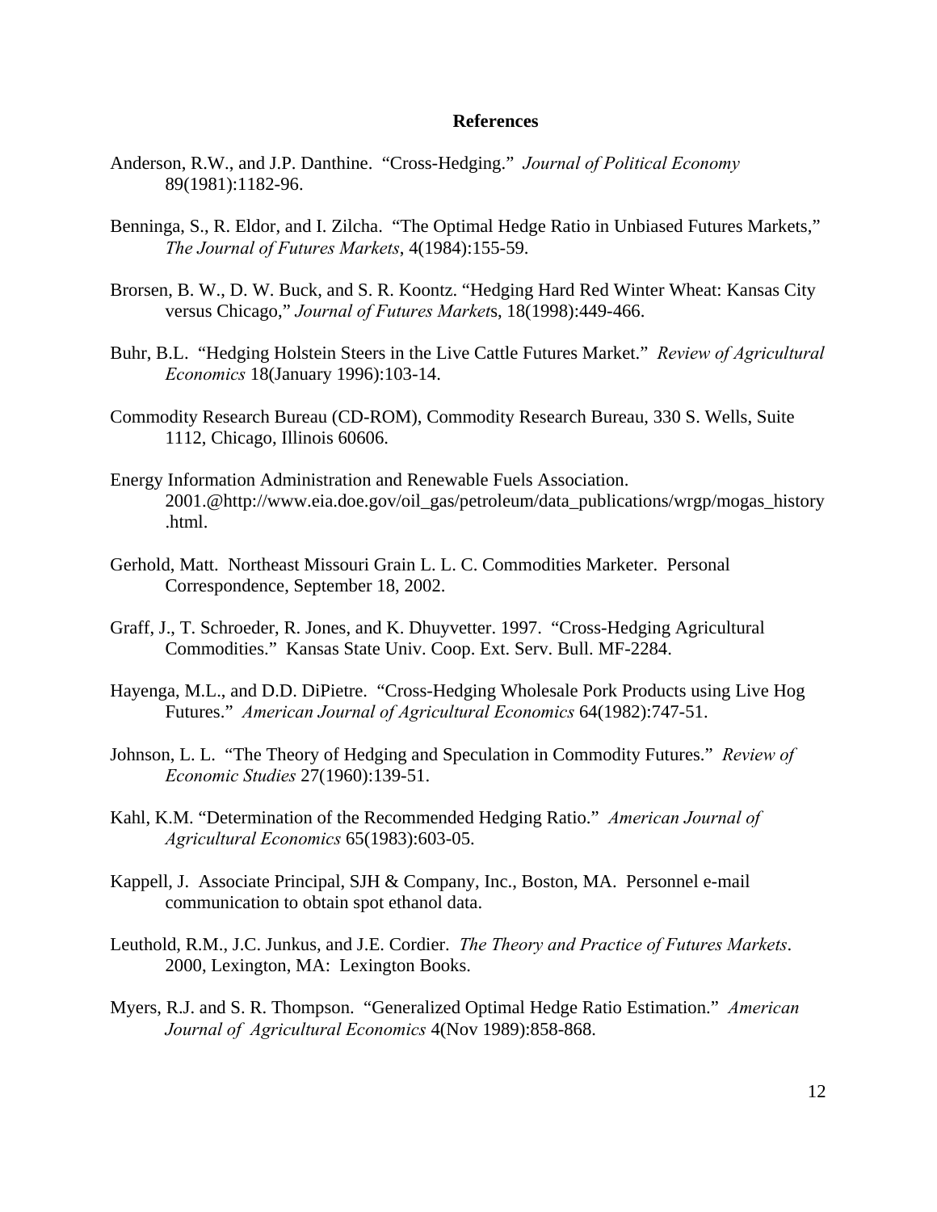## References

Anderson, R.W., and J.P. Danthine. "Cross-Hedging." *Journal of Political Economy* 89(1981):1182-96.

Benninga, S., R. Eldor, and I. Zilcha. "The Optimal Hedge Ratio in Unbiased Futures Markets," *The Journal of Futures Markets*, 4(1984):155-59.

Brorsen, B. W., D. W. Buck, and S. R. Koontz. "Hedging Hard Red Winter Wheat: Kansas City versus Chicago," *Journal of Futures Market*s, 18(1998):449-466.

Buhr, B.L. "Hedging Holstein Steers in the Live Cattle Futures Market." *Review of Agricultural Economics* 18(January 1996):103-14.

Commodity Research Bureau (CD-ROM), Commodity Research Bureau, 330 S. Wells, Suite 1112, Chicago, Illinois 60606.

Energy Information Administration and Renewable Fuels Association. 2001.@http://www.eia.doe.gov/oil_gas/petroleum/data_publications/wrgp/mogas_history.html.

Gerhold, Matt. Northeast Missouri Grain L. L. C. Commodities Marketer. Personal Correspondence, September 18, 2002.

Graff, J., T. Schroeder, R. Jones, and K. Dhuyvetter. 1997. "Cross-Hedging Agricultural Commodities." Kansas State Univ. Coop. Ext. Serv. Bull. MF-2284.

Hayenga, M.L., and D.D. DiPietre. "Cross-Hedging Wholesale Pork Products using Live Hog Futures." *American Journal of Agricultural Economics* 64(1982):747-51.

Johnson, L. L. "The Theory of Hedging and Speculation in Commodity Futures." *Review of Economic Studies* 27(1960):139-51.

Kahl, K.M. "Determination of the Recommended Hedging Ratio." *American Journal of Agricultural Economics* 65(1983):603-05.

Kappell, J. Associate Principal, SJH & Company, Inc., Boston, MA. Personnel e-mail communication to obtain spot ethanol data.

Leuthold, R.M., J.C. Junkus, and J.E. Cordier. *The Theory and Practice of Futures Markets*. 2000, Lexington, MA: Lexington Books.

Myers, R.J. and S. R. Thompson. "Generalized Optimal Hedge Ratio Estimation." *American Journal of Agricultural Economics* 4(Nov 1989):858-868.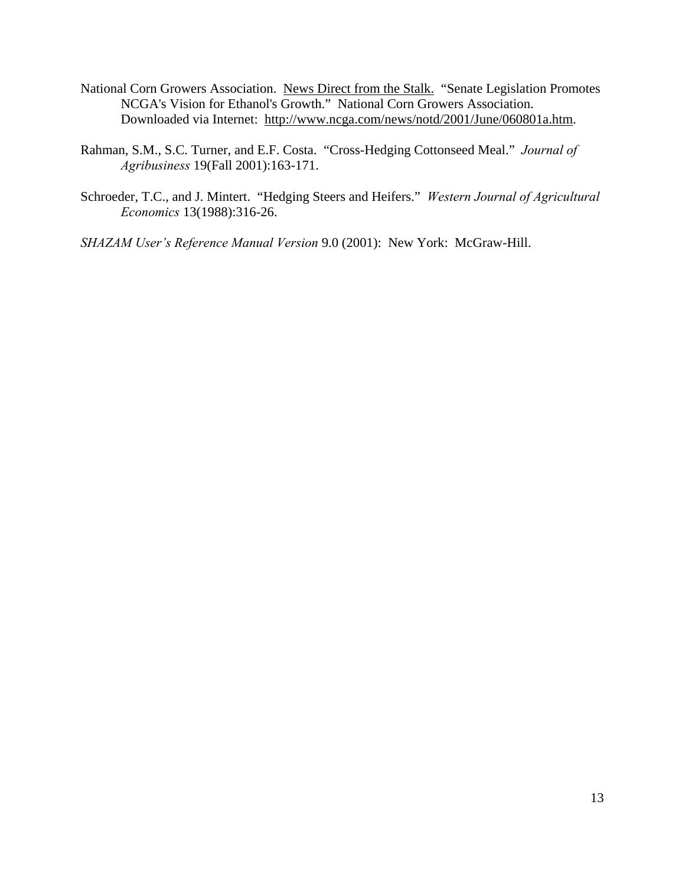National Corn Growers Association. News Direct from the Stalk. "Senate Legislation Promotes NCGA's Vision for Ethanol's Growth." National Corn Growers Association. Downloaded via Internet: http://www.ncga.com/news/notd/2001/June/060801a.htm.

Rahman, S.M., S.C. Turner, and E.F. Costa. "Cross-Hedging Cottonseed Meal." *Journal of Agribusiness* 19(Fall 2001):163-171.

Schroeder, T.C., and J. Mintert. "Hedging Steers and Heifers." *Western Journal of Agricultural Economics* 13(1988):316-26.

*SHAZAM User's Reference Manual Version* 9.0 (2001): New York: McGraw-Hill.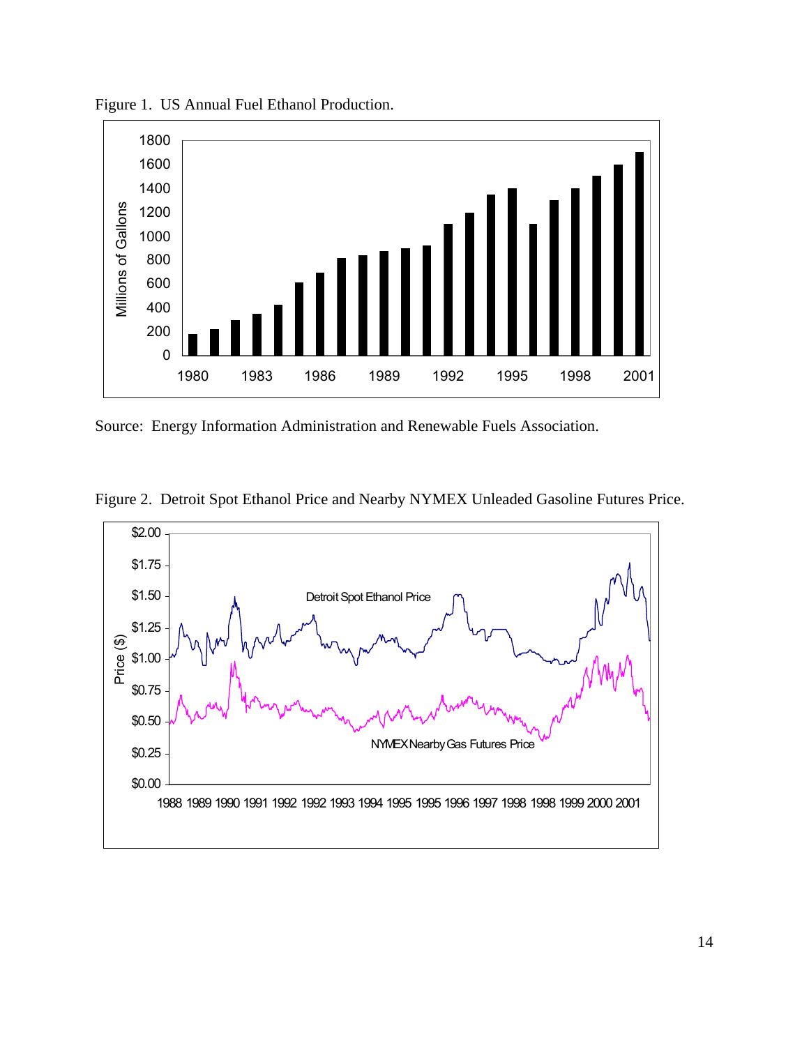Figure 1. US Annual Fuel Ethanol Production.

Source: Energy Information Administration and Renewable Fuels Association.

Figure 2. Detroit Spot Ethanol Price and Nearby NYMEX Unleaded Gasoline Futures Price.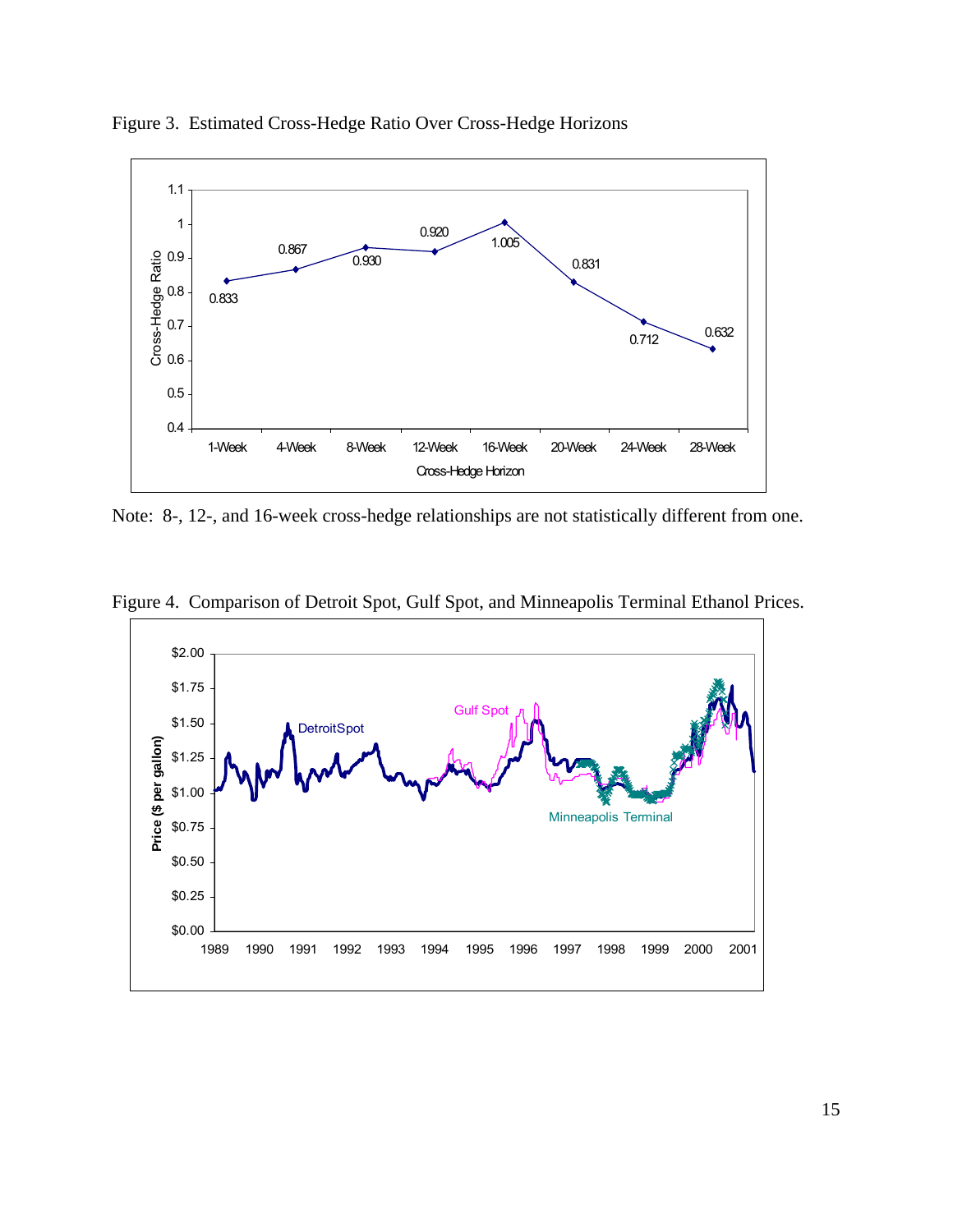Figure 3. Estimated Cross-Hedge Ratio Over Cross-Hedge Horizons

Note: 8-, 12-, and 16-week cross-hedge relationships are not statistically different from one.

Figure 4. Comparison of Detroit Spot, Gulf Spot, and Minneapolis Terminal Ethanol Prices.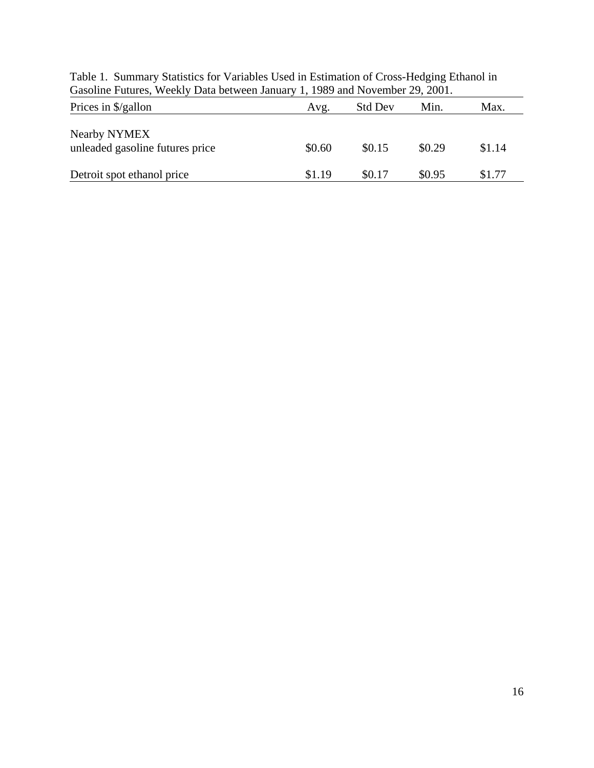Table 1. Summary Statistics for Variables Used in Estimation of Cross-Hedging Ethanol in Gasoline Futures, Weekly Data between January 1, 1989 and November 29, 2001.

| Prices in $/gallon | Avg. | Std Dev | Min. | Max. |
|---|---|---|---|---|
| Nearby NYMEX unleaded gasoline futures price | $0.60 | $0.15 | $0.29 | $1.14 |
| Detroit spot ethanol price | $1.19 | $0.17 | $0.95 | $1.77 |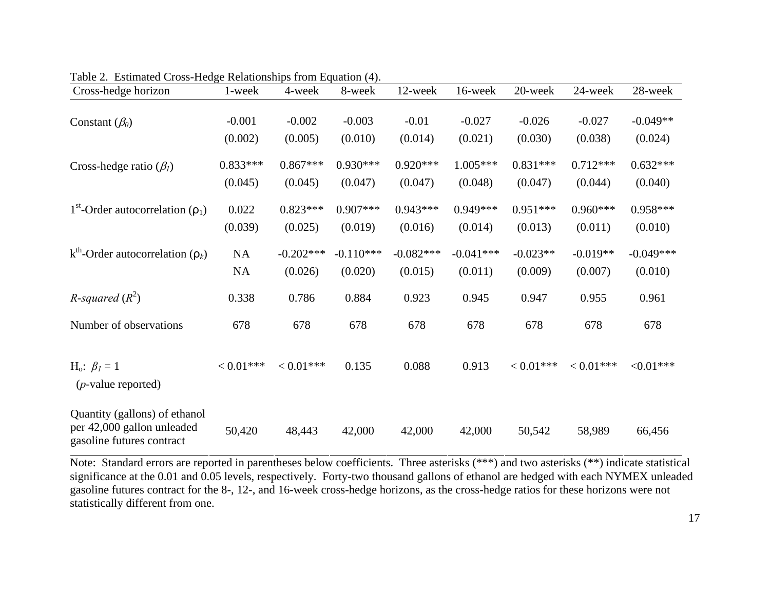Table 2. Estimated Cross-Hedge Relationships from Equation (4).

| Cross-hedge horizon | 1-week | 4-week | 8-week | 12-week | 16-week | 20-week | 24-week | 28-week |
|---|---|---|---|---|---|---|---|---|
| Constant ($\beta_0$) | -0.001 | -0.002 | -0.003 | -0.01 | -0.027 | -0.026 | -0.027 | -0.049** |
| | (0.002) | (0.005) | (0.010) | (0.014) | (0.021) | (0.030) | (0.038) | (0.024) |
| Cross-hedge ratio ($\beta_1$) | 0.833*** | 0.867*** | 0.930*** | 0.920*** | 1.005*** | 0.831*** | 0.712*** | 0.632*** |
| | (0.045) | (0.045) | (0.047) | (0.047) | (0.048) | (0.047) | (0.044) | (0.040) |
| 1st-Order autocorrelation ($\rho_1$) | 0.022 | 0.823*** | 0.907*** | 0.943*** | 0.949*** | 0.951*** | 0.960*** | 0.958*** |
| | (0.039) | (0.025) | (0.019) | (0.016) | (0.014) | (0.013) | (0.011) | (0.010) |
| kth-Order autocorrelation ($\rho_k$) | NA | -0.202*** | -0.110*** | -0.082*** | -0.041*** | -0.023** | -0.019** | -0.049*** |
| | NA | (0.026) | (0.020) | (0.015) | (0.011) | (0.009) | (0.007) | (0.010) |
| *R-squared* ($R^2$) | 0.338 | 0.786 | 0.884 | 0.923 | 0.945 | 0.947 | 0.955 | 0.961 |
| Number of observations | 678 | 678 | 678 | 678 | 678 | 678 | 678 | 678 |
| $H_o$: $\beta_1 = 1$ (*p*-value reported) | < 0.01*** | < 0.01*** | 0.135 | 0.088 | 0.913 | < 0.01*** | < 0.01*** | <0.01*** |
| Quantity (gallons) of ethanol per 42,000 gallon unleaded gasoline futures contract | 50,420 | 48,443 | 42,000 | 42,000 | 42,000 | 50,542 | 58,989 | 66,456 |

Note: Standard errors are reported in parentheses below coefficients. Three asterisks (***) and two asterisks (**) indicate statistical significance at the 0.01 and 0.05 levels, respectively. Forty-two thousand gallons of ethanol are hedged with each NYMEX unleaded gasoline futures contract for the 8-, 12-, and 16-week cross-hedge horizons, as the cross-hedge ratios for these horizons were not statistically different from one.